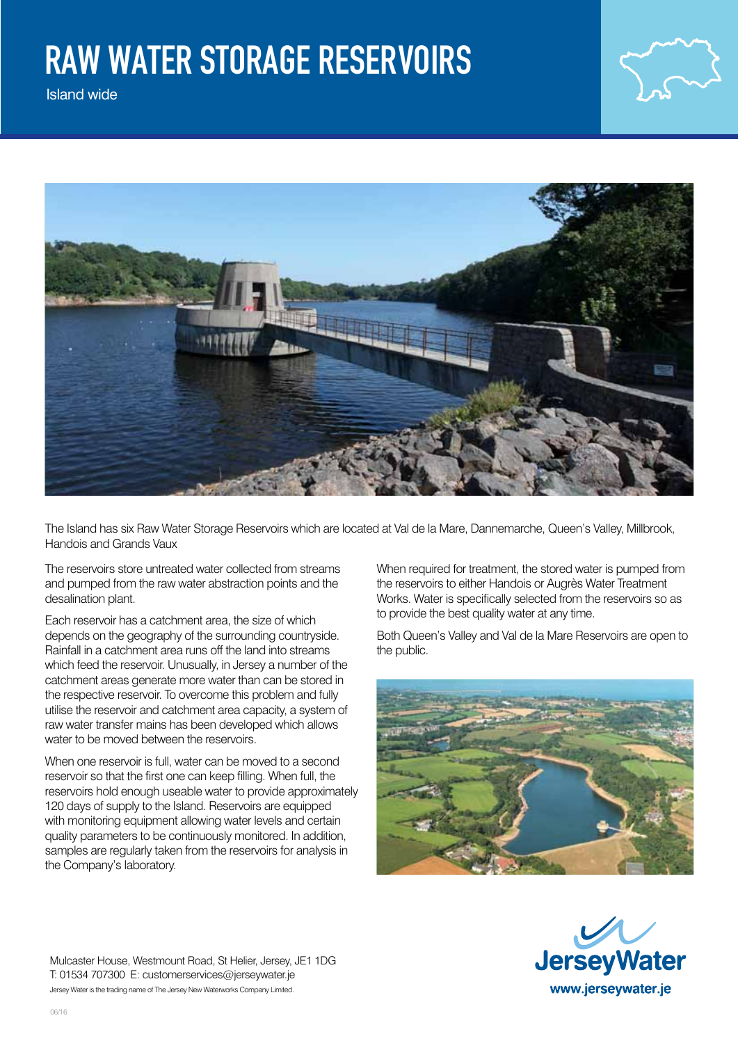# RAW WATER STORAGE RESERVOIRS

Island wide

The Island has six Raw Water Storage Reservoirs which are located at Val de la Mare, Dannemarche, Queen's Valley, Millbrook, Handois and Grands Vaux

The reservoirs store untreated water collected from streams and pumped from the raw water abstraction points and the desalination plant.

Each reservoir has a catchment area, the size of which depends on the geography of the surrounding countryside. Rainfall in a catchment area runs off the land into streams which feed the reservoir. Unusually, in Jersey a number of the catchment areas generate more water than can be stored in the respective reservoir. To overcome this problem and fully utilise the reservoir and catchment area capacity, a system of raw water transfer mains has been developed which allows water to be moved between the reservoirs.

When one reservoir is full, water can be moved to a second reservoir so that the first one can keep filling. When full, the reservoirs hold enough useable water to provide approximately 120 days of supply to the Island. Reservoirs are equipped with monitoring equipment allowing water levels and certain quality parameters to be continuously monitored. In addition, samples are regularly taken from the reservoirs for analysis in the Company's laboratory.

When required for treatment, the stored water is pumped from the reservoirs to either Handois or Augrès Water Treatment Works. Water is specifically selected from the reservoirs so as to provide the best quality water at any time.

Both Queen's Valley and Val de la Mare Reservoirs are open to the public.

Mulcaster House, Westmount Road, St Helier, Jersey, JE1 1DG
T: 01534 707300 E: customerservices@jerseywater.je
Jersey Water is the trading name of The Jersey New Waterworks Company Limited.

JerseyWater
www.jerseywater.je

06/16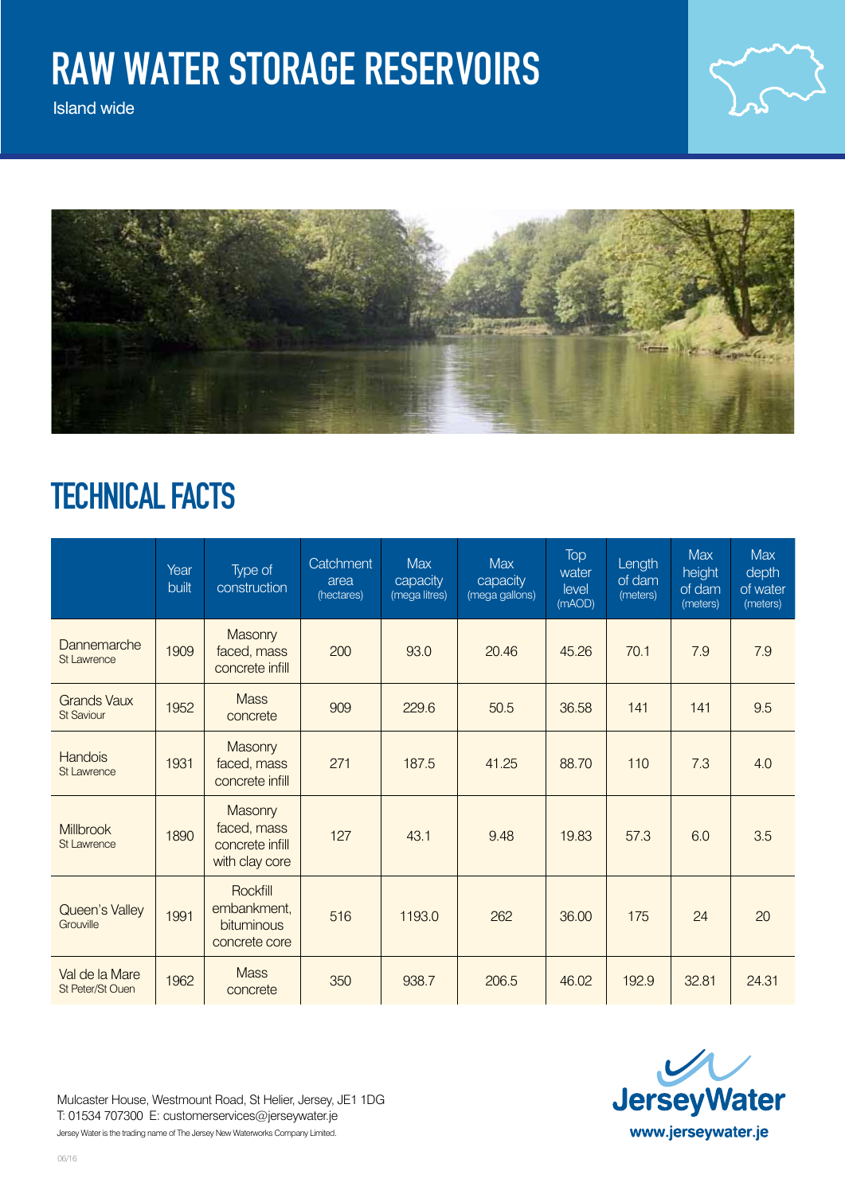# RAW WATER STORAGE RESERVOIRS

Island wide

## TECHNICAL FACTS

| | Year built | Type of construction | Catchment area (hectares) | Max capacity (mega litres) | Max capacity (mega gallons) | Top water level (mAOD) | Length of dam (meters) | Max height of dam (meters) | Max depth of water (meters) |
|---|---|---|---|---|---|---|---|---|---|
| Dannemarche St Lawrence | 1909 | Masonry faced, mass concrete infill | 200 | 93.0 | 20.46 | 45.26 | 70.1 | 7.9 | 7.9 |
| Grands Vaux St Saviour | 1952 | Mass concrete | 909 | 229.6 | 50.5 | 36.58 | 141 | 141 | 9.5 |
| Handois St Lawrence | 1931 | Masonry faced, mass concrete infill | 271 | 187.5 | 41.25 | 88.70 | 110 | 7.3 | 4.0 |
| Millbrook St Lawrence | 1890 | Masonry faced, mass concrete infill with clay core | 127 | 43.1 | 9.48 | 19.83 | 57.3 | 6.0 | 3.5 |
| Queen's Valley Grouville | 1991 | Rockfill embankment, bituminous concrete core | 516 | 1193.0 | 262 | 36.00 | 175 | 24 | 20 |
| Val de la Mare St Peter/St Ouen | 1962 | Mass concrete | 350 | 938.7 | 206.5 | 46.02 | 192.9 | 32.81 | 24.31 |

Mulcaster House, Westmount Road, St Helier, Jersey, JE1 1DG
T: 01534 707300 E: customerservices@jerseywater.je
Jersey Water is the trading name of The Jersey New Waterworks Company Limited.

JerseyWater
www.jerseywater.je

06/16